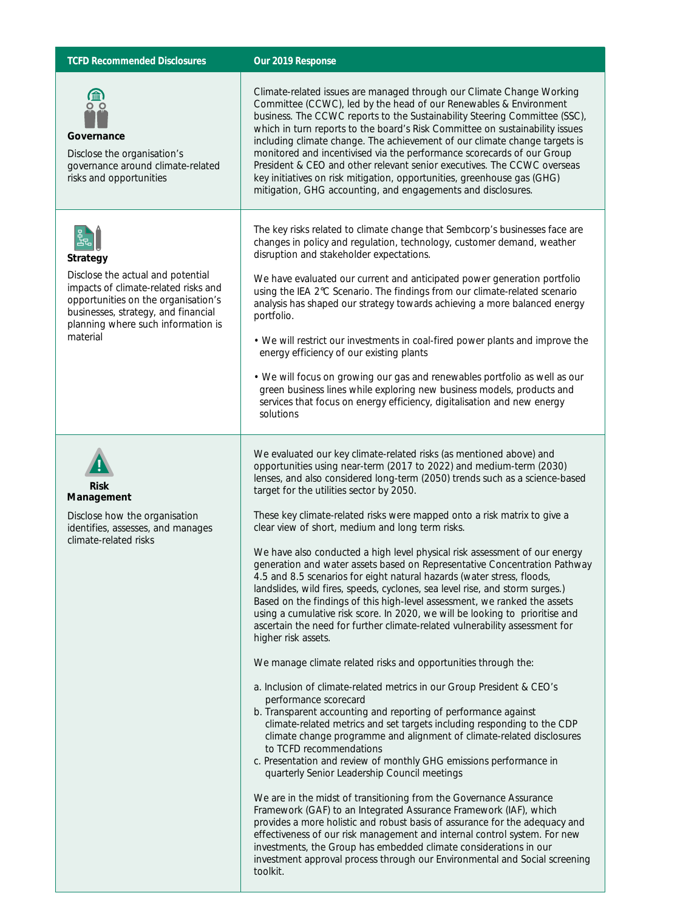| TCFD Recommended Disclosures | Our 2019 Response |
| --- | --- |
| **Governance**<br><br>Disclose the organisation's governance around climate-related risks and opportunities | Climate-related issues are managed through our Climate Change Working Committee (CCWC), led by the head of our Renewables & Environment business. The CCWC reports to the Sustainability Steering Committee (SSC), which in turn reports to the board's Risk Committee on sustainability issues including climate change. The achievement of our climate change targets is monitored and incentivised via the performance scorecards of our Group President & CEO and other relevant senior executives. The CCWC overseas key initiatives on risk mitigation, opportunities, greenhouse gas (GHG) mitigation, GHG accounting, and engagements and disclosures. |
| **Strategy**<br><br>Disclose the actual and potential impacts of climate-related risks and opportunities on the organisation's businesses, strategy, and financial planning where such information is material | The key risks related to climate change that Sembcorp's businesses face are changes in policy and regulation, technology, customer demand, weather disruption and stakeholder expectations.<br><br>We have evaluated our current and anticipated power generation portfolio using the IEA 2℃ Scenario. The findings from our climate-related scenario analysis has shaped our strategy towards achieving a more balanced energy portfolio.<br><br>• We will restrict our investments in coal-fired power plants and improve the energy efficiency of our existing plants<br><br>• We will focus on growing our gas and renewables portfolio as well as our green business lines while exploring new business models, products and services that focus on energy efficiency, digitalisation and new energy solutions |
| **Risk Management**<br><br>Disclose how the organisation identifies, assesses, and manages climate-related risks | We evaluated our key climate-related risks (as mentioned above) and opportunities using near-term (2017 to 2022) and medium-term (2030) lenses, and also considered long-term (2050) trends such as a science-based target for the utilities sector by 2050.<br><br>These key climate-related risks were mapped onto a risk matrix to give a clear view of short, medium and long term risks.<br><br>We have also conducted a high level physical risk assessment of our energy generation and water assets based on Representative Concentration Pathway 4.5 and 8.5 scenarios for eight natural hazards (water stress, floods, landslides, wild fires, speeds, cyclones, sea level rise, and storm surges.) Based on the findings of this high-level assessment, we ranked the assets using a cumulative risk score. In 2020, we will be looking to prioritise and ascertain the need for further climate-related vulnerability assessment for higher risk assets.<br><br>We manage climate related risks and opportunities through the:<br><br>a. Inclusion of climate-related metrics in our Group President & CEO's performance scorecard<br>b. Transparent accounting and reporting of performance against climate-related metrics and set targets including responding to the CDP climate change programme and alignment of climate-related disclosures to TCFD recommendations<br>c. Presentation and review of monthly GHG emissions performance in quarterly Senior Leadership Council meetings<br><br>We are in the midst of transitioning from the Governance Assurance Framework (GAF) to an Integrated Assurance Framework (IAF), which provides a more holistic and robust basis of assurance for the adequacy and effectiveness of our risk management and internal control system. For new investments, the Group has embedded climate considerations in our investment approval process through our Environmental and Social screening toolkit. |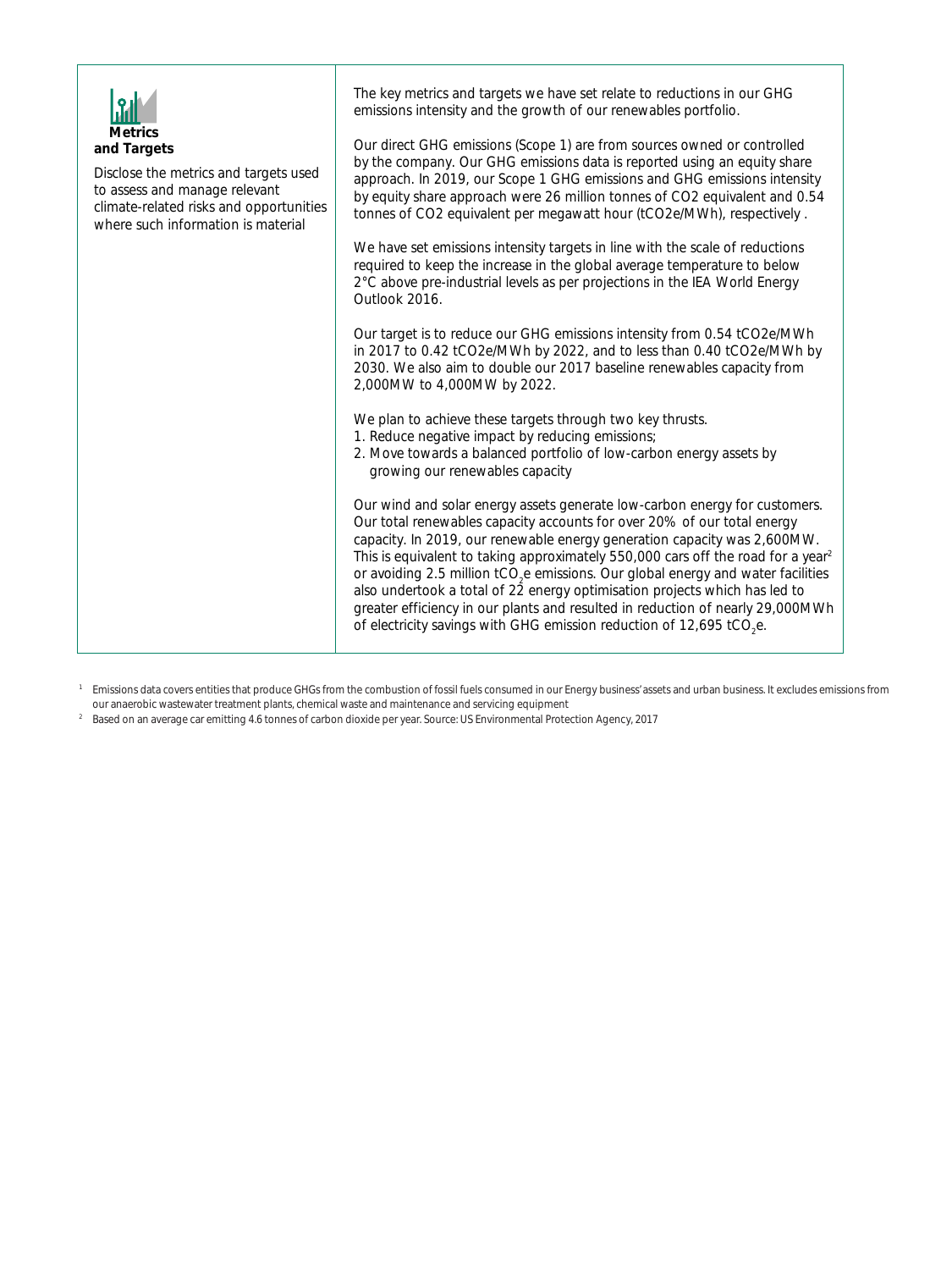| | |
|---|---|
| **Metrics and Targets**<br><br>Disclose the metrics and targets used to assess and manage relevant climate-related risks and opportunities where such information is material | The key metrics and targets we have set relate to reductions in our GHG emissions intensity and the growth of our renewables portfolio.<br><br>Our direct GHG emissions (Scope 1) are from sources owned or controlled by the company. Our GHG emissions data is reported using an equity share approach. In 2019, our Scope 1 GHG emissions and GHG emissions intensity by equity share approach were 26 million tonnes of CO2 equivalent and 0.54 tonnes of CO2 equivalent per megawatt hour (tCO2e/MWh), respectively .<br><br>We have set emissions intensity targets in line with the scale of reductions required to keep the increase in the global average temperature to below 2°C above pre-industrial levels as per projections in the IEA World Energy Outlook 2016.<br><br>Our target is to reduce our GHG emissions intensity from 0.54 tCO2e/MWh in 2017 to 0.42 tCO2e/MWh by 2022, and to less than 0.40 tCO2e/MWh by 2030. We also aim to double our 2017 baseline renewables capacity from 2,000MW to 4,000MW by 2022.<br><br>We plan to achieve these targets through two key thrusts.<br>1. Reduce negative impact by reducing emissions;<br>2. Move towards a balanced portfolio of low-carbon energy assets by growing our renewables capacity<br><br>Our wind and solar energy assets generate low-carbon energy for customers. Our total renewables capacity accounts for over 20% of our total energy capacity. In 2019, our renewable energy generation capacity was 2,600MW. This is equivalent to taking approximately 550,000 cars off the road for a year[2] or avoiding 2.5 million $tCO_2e$ emissions. Our global energy and water facilities also undertook a total of 22 energy optimisation projects which has led to greater efficiency in our plants and resulted in reduction of nearly 29,000MWh of electricity savings with GHG emission reduction of 12,695 $tCO_2e$. |

[1] Emissions data covers entities that produce GHGs from the combustion of fossil fuels consumed in our Energy business' assets and urban business. It excludes emissions from our anaerobic wastewater treatment plants, chemical waste and maintenance and servicing equipment

[2] Based on an average car emitting 4.6 tonnes of carbon dioxide per year. Source: US Environmental Protection Agency, 2017